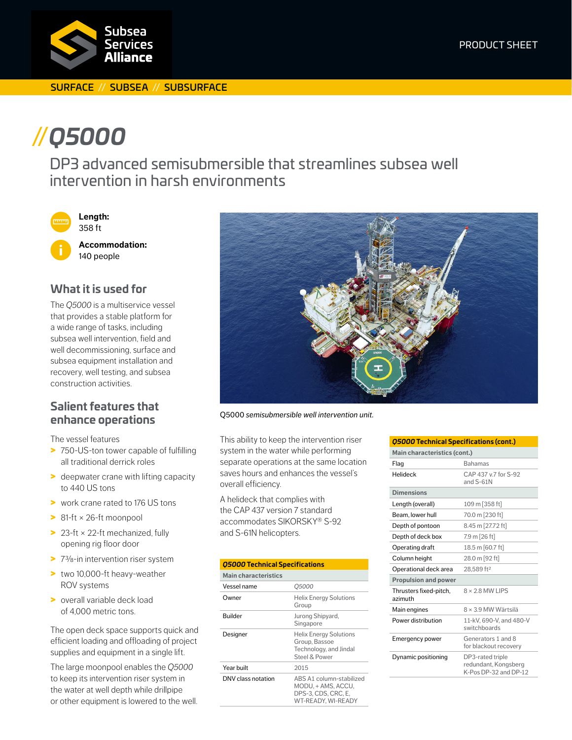Subsea Services Alliance

PRODUCT SHEET

SURFACE // SUBSEA // SUBSURFACE

# //Q5000

## DP3 advanced semisubmersible that streamlines subsea well intervention in harsh environments

**Length:**
358 ft

**Accommodation:**
140 people

### What it is used for

The *Q5000* is a multiservice vessel that provides a stable platform for a wide range of tasks, including subsea well intervention, field and well decommissioning, surface and subsea equipment installation and recovery, well testing, and subsea construction activities.

### Salient features that enhance operations

The vessel features

- 750-US-ton tower capable of fulfilling all traditional derrick roles
- deepwater crane with lifting capacity to 440 US tons
- work crane rated to 176 US tons
- 81-ft × 26-ft moonpool
- 23-ft × 22-ft mechanized, fully opening rig floor door
- 7⅜-in intervention riser system
- two 10,000-ft heavy-weather ROV systems
- overall variable deck load of 4,000 metric tons.

The open deck space supports quick and efficient loading and offloading of project supplies and equipment in a single lift.

The large moonpool enables the *Q5000* to keep its intervention riser system in the water at well depth while drillpipe or other equipment is lowered to the well.

Q5000 *semisubmersible well intervention unit.*

This ability to keep the intervention riser system in the water while performing separate operations at the same location saves hours and enhances the vessel's overall efficiency.

A helideck that complies with the CAP 437 version 7 standard accommodates SIKORSKY® S-92 and S-61N helicopters.

| ***Q5000* Technical Specifications** | |
|---|---|
| **Main characteristics** | |
| Vessel name | *Q5000* |
| Owner | Helix Energy Solutions Group |
| Builder | Jurong Shipyard, Singapore |
| Designer | Helix Energy Solutions Group, Bassoe Technology, and Jindal Steel & Power |
| Year built | 2015 |
| DNV class notation | ABS A1 column-stabilized MODU, + AMS, ACCU, DPS-3, CDS, CRC, E, WT-READY, WI-READY |

| ***Q5000* Technical Specifications (cont.)** | |
|---|---|
| **Main characteristics (cont.)** | |
| Flag | Bahamas |
| Helideck | CAP 437 v.7 for S-92 and S-61N |
| **Dimensions** | |
| Length (overall) | 109 m [358 ft] |
| Beam, lower hull | 70.0 m [230 ft] |
| Depth of pontoon | 8.45 m [27.72 ft] |
| Depth of deck box | 7.9 m [26 ft] |
| Operating draft | 18.5 m [60.7 ft] |
| Column height | 28.0 m [92 ft] |
| Operational deck area | 28,589 ft² |
| **Propulsion and power** | |
| Thrusters fixed-pitch, azimuth | 8 × 2.8 MW LIPS |
| Main engines | 8 × 3.9 MW Wärtsilä |
| Power distribution | 11-kV, 690-V, and 480-V switchboards |
| Emergency power | Generators 1 and 8 for blackout recovery |
| Dynamic positioning | DP3-rated triple redundant, Kongsberg K-Pos DP-32 and DP-12 |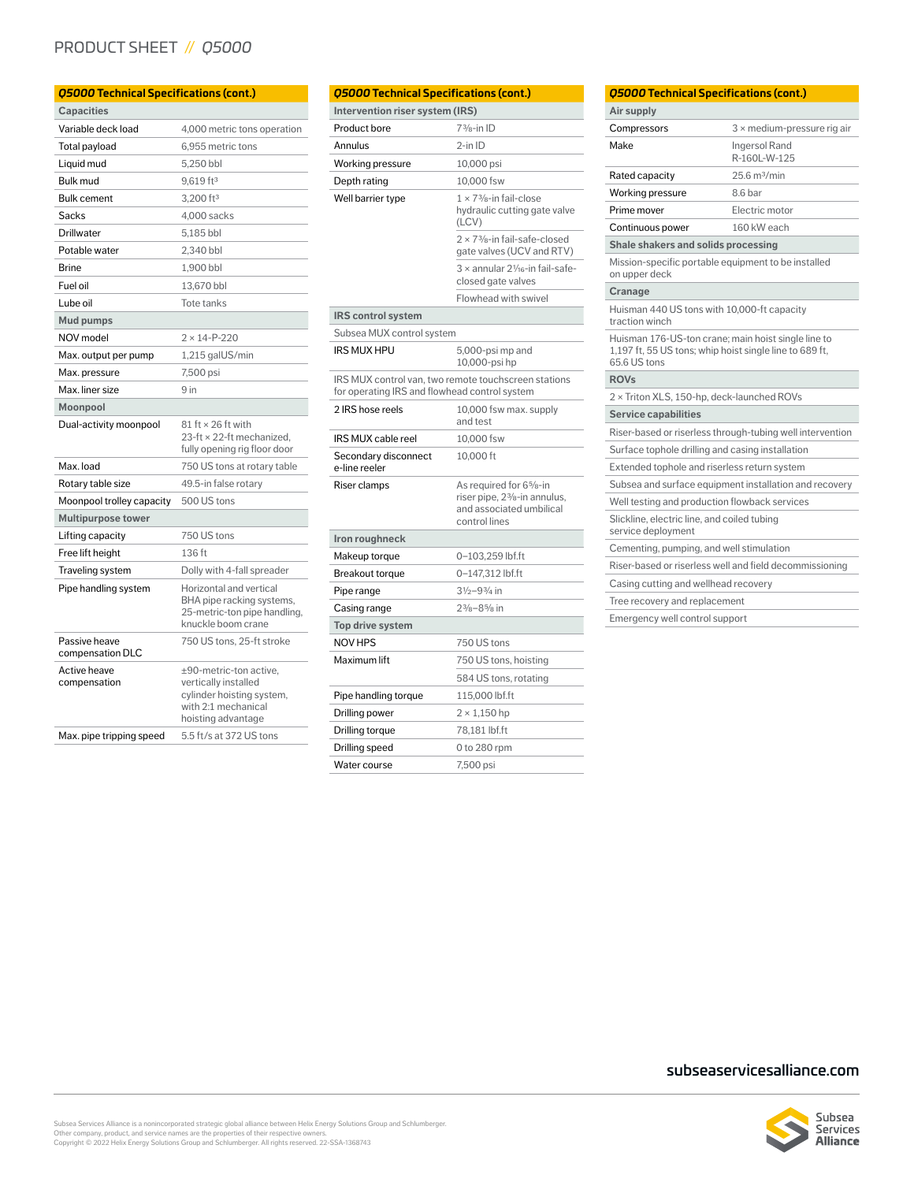PRODUCT SHEET // *Q5000*

## *Q5000* Technical Specifications (cont.)

| | |
|---|---|
| **Capacities** | |
| Variable deck load | 4,000 metric tons operation |
| Total payload | 6,955 metric tons |
| Liquid mud | 5,250 bbl |
| Bulk mud | 9,619 ft³ |
| Bulk cement | 3,200 ft³ |
| Sacks | 4,000 sacks |
| Drillwater | 5,185 bbl |
| Potable water | 2,340 bbl |
| Brine | 1,900 bbl |
| Fuel oil | 13,670 bbl |
| Lube oil | Tote tanks |
| **Mud pumps** | |
| NOV model | 2 × 14-P-220 |
| Max. output per pump | 1,215 galUS/min |
| Max. pressure | 7,500 psi |
| Max. liner size | 9 in |
| **Moonpool** | |
| Dual-activity moonpool | 81 ft × 26 ft with 23-ft × 22-ft mechanized, fully opening rig floor door |
| Max. load | 750 US tons at rotary table |
| Rotary table size | 49.5-in false rotary |
| Moonpool trolley capacity | 500 US tons |
| **Multipurpose tower** | |
| Lifting capacity | 750 US tons |
| Free lift height | 136 ft |
| Traveling system | Dolly with 4-fall spreader |
| Pipe handling system | Horizontal and vertical BHA pipe racking systems, 25-metric-ton pipe handling, knuckle boom crane |
| Passive heave compensation DLC | 750 US tons, 25-ft stroke |
| Active heave compensation | ±90-metric-ton active, vertically installed cylinder hoisting system, with 2:1 mechanical hoisting advantage |
| Max. pipe tripping speed | 5.5 ft/s at 372 US tons |

## *Q5000* Technical Specifications (cont.)

| | |
|---|---|
| **Intervention riser system (IRS)** | |
| Product bore | 7⅜-in ID |
| Annulus | 2-in ID |
| Working pressure | 10,000 psi |
| Depth rating | 10,000 fsw |
| Well barrier type | 1 × 7⅜-in fail-close hydraulic cutting gate valve (LCV) |
| | 2 × 7⅜-in fail-safe-closed gate valves (UCV and RTV) |
| | 3 × annular 2¹⁄₁₆-in fail-safe-closed gate valves |
| | Flowhead with swivel |
| **IRS control system** | |
| Subsea MUX control system | |
| IRS MUX HPU | 5,000-psi mp and 10,000-psi hp |
| IRS MUX control van, two remote touchscreen stations for operating IRS and flowhead control system | |
| 2 IRS hose reels | 10,000 fsw max. supply and test |
| IRS MUX cable reel | 10,000 fsw |
| Secondary disconnect e-line reeler | 10,000 ft |
| Riser clamps | As required for 6⅝-in riser pipe, 2⅜-in annulus, and associated umbilical control lines |
| **Iron roughneck** | |
| Makeup torque | 0–103,259 lbf.ft |
| Breakout torque | 0–147,312 lbf.ft |
| Pipe range | 3½–9¾ in |
| Casing range | 2⅜–8⅝ in |
| **Top drive system** | |
| NOV HPS | 750 US tons |
| Maximum lift | 750 US tons, hoisting |
| | 584 US tons, rotating |
| Pipe handling torque | 115,000 lbf.ft |
| Drilling power | 2 × 1,150 hp |
| Drilling torque | 78,181 lbf.ft |
| Drilling speed | 0 to 280 rpm |
| Water course | 7,500 psi |

## *Q5000* Technical Specifications (cont.)

| | |
|---|---|
| **Air supply** | |
| Compressors | 3 × medium-pressure rig air |
| Make | Ingersol Rand R-160L-W-125 |
| Rated capacity | 25.6 m³/min |
| Working pressure | 8.6 bar |
| Prime mover | Electric motor |
| Continuous power | 160 kW each |
| **Shale shakers and solids processing** | |
| Mission-specific portable equipment to be installed on upper deck | |
| **Cranage** | |
| Huisman 440 US tons with 10,000-ft capacity traction winch | |
| Huisman 176-US-ton crane; main hoist single line to 1,197 ft, 55 US tons; whip hoist single line to 689 ft, 65.6 US tons | |
| **ROVs** | |
| 2 × Triton XLS, 150-hp, deck-launched ROVs | |
| **Service capabilities** | |
| Riser-based or riserless through-tubing well intervention | |
| Surface tophole drilling and casing installation | |
| Extended tophole and riserless return system | |
| Subsea and surface equipment installation and recovery | |
| Well testing and production flowback services | |
| Slickline, electric line, and coiled tubing service deployment | |
| Cementing, pumping, and well stimulation | |
| Riser-based or riserless well and field decommissioning | |
| Casing cutting and wellhead recovery | |
| Tree recovery and replacement | |
| Emergency well control support | |

**subseaservicesalliance.com**

Subsea Services Alliance is a nonincorporated strategic global alliance between Helix Energy Solutions Group and Schlumberger.
Other company, product, and service names are the properties of their respective owners.
Copyright © 2022 Helix Energy Solutions Group and Schlumberger. All rights reserved. 22-SSA-1368743

Subsea Services Alliance